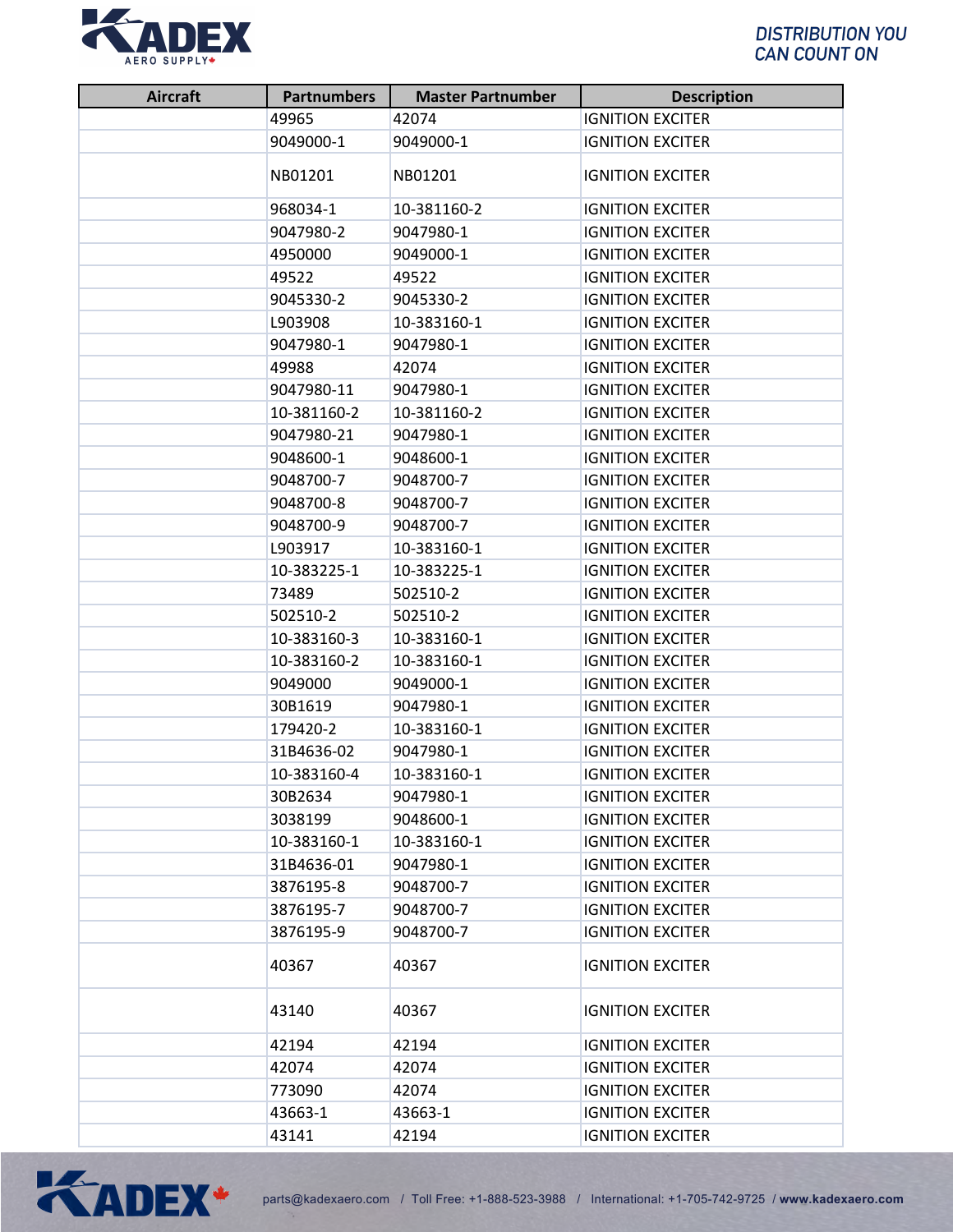| Aircraft | Partnumbers | Master Partnumber | Description |
|---|---|---|---|
| | 49965 | 42074 | IGNITION EXCITER |
| | 9049000-1 | 9049000-1 | IGNITION EXCITER |
| | NB01201 | NB01201 | IGNITION EXCITER |
| | 968034-1 | 10-381160-2 | IGNITION EXCITER |
| | 9047980-2 | 9047980-1 | IGNITION EXCITER |
| | 4950000 | 9049000-1 | IGNITION EXCITER |
| | 49522 | 49522 | IGNITION EXCITER |
| | 9045330-2 | 9045330-2 | IGNITION EXCITER |
| | L903908 | 10-383160-1 | IGNITION EXCITER |
| | 9047980-1 | 9047980-1 | IGNITION EXCITER |
| | 49988 | 42074 | IGNITION EXCITER |
| | 9047980-11 | 9047980-1 | IGNITION EXCITER |
| | 10-381160-2 | 10-381160-2 | IGNITION EXCITER |
| | 9047980-21 | 9047980-1 | IGNITION EXCITER |
| | 9048600-1 | 9048600-1 | IGNITION EXCITER |
| | 9048700-7 | 9048700-7 | IGNITION EXCITER |
| | 9048700-8 | 9048700-7 | IGNITION EXCITER |
| | 9048700-9 | 9048700-7 | IGNITION EXCITER |
| | L903917 | 10-383160-1 | IGNITION EXCITER |
| | 10-383225-1 | 10-383225-1 | IGNITION EXCITER |
| | 73489 | 502510-2 | IGNITION EXCITER |
| | 502510-2 | 502510-2 | IGNITION EXCITER |
| | 10-383160-3 | 10-383160-1 | IGNITION EXCITER |
| | 10-383160-2 | 10-383160-1 | IGNITION EXCITER |
| | 9049000 | 9049000-1 | IGNITION EXCITER |
| | 30B1619 | 9047980-1 | IGNITION EXCITER |
| | 179420-2 | 10-383160-1 | IGNITION EXCITER |
| | 31B4636-02 | 9047980-1 | IGNITION EXCITER |
| | 10-383160-4 | 10-383160-1 | IGNITION EXCITER |
| | 30B2634 | 9047980-1 | IGNITION EXCITER |
| | 3038199 | 9048600-1 | IGNITION EXCITER |
| | 10-383160-1 | 10-383160-1 | IGNITION EXCITER |
| | 31B4636-01 | 9047980-1 | IGNITION EXCITER |
| | 3876195-8 | 9048700-7 | IGNITION EXCITER |
| | 3876195-7 | 9048700-7 | IGNITION EXCITER |
| | 3876195-9 | 9048700-7 | IGNITION EXCITER |
| | 40367 | 40367 | IGNITION EXCITER |
| | 43140 | 40367 | IGNITION EXCITER |
| | 42194 | 42194 | IGNITION EXCITER |
| | 42074 | 42074 | IGNITION EXCITER |
| | 773090 | 42074 | IGNITION EXCITER |
| | 43663-1 | 43663-1 | IGNITION EXCITER |
| | 43141 | 42194 | IGNITION EXCITER |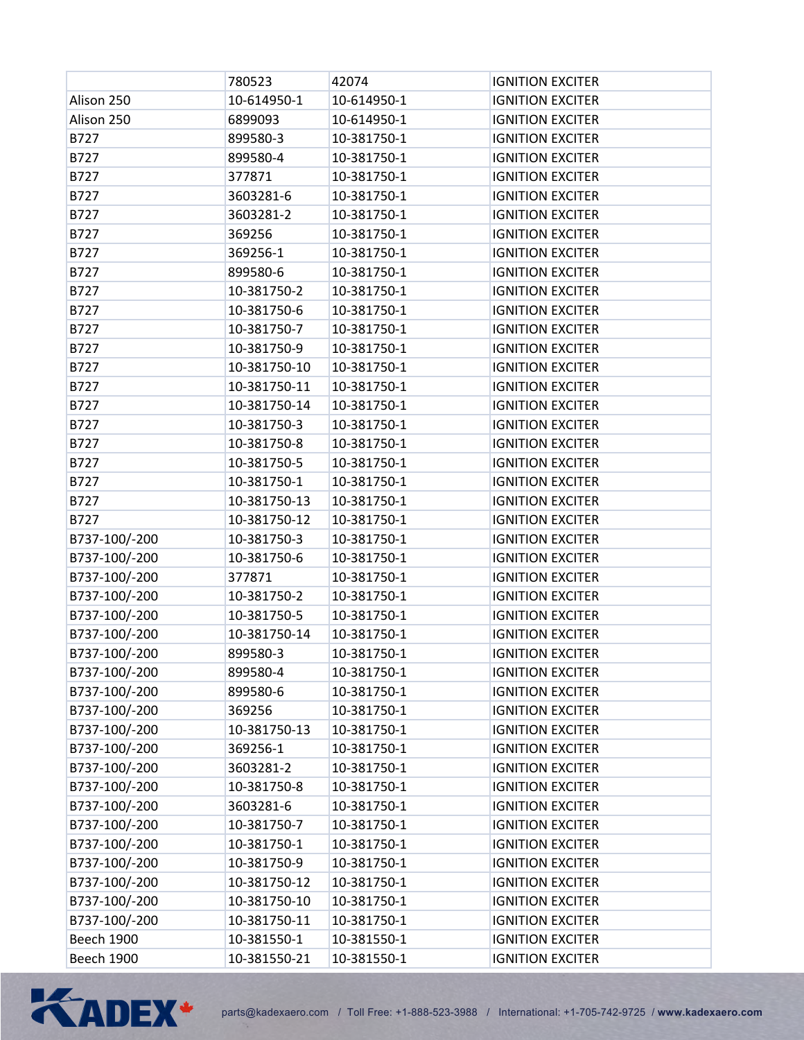| | | | |
|---|---|---|---|
| | 780523 | 42074 | IGNITION EXCITER |
| Alison 250 | 10-614950-1 | 10-614950-1 | IGNITION EXCITER |
| Alison 250 | 6899093 | 10-614950-1 | IGNITION EXCITER |
| B727 | 899580-3 | 10-381750-1 | IGNITION EXCITER |
| B727 | 899580-4 | 10-381750-1 | IGNITION EXCITER |
| B727 | 377871 | 10-381750-1 | IGNITION EXCITER |
| B727 | 3603281-6 | 10-381750-1 | IGNITION EXCITER |
| B727 | 3603281-2 | 10-381750-1 | IGNITION EXCITER |
| B727 | 369256 | 10-381750-1 | IGNITION EXCITER |
| B727 | 369256-1 | 10-381750-1 | IGNITION EXCITER |
| B727 | 899580-6 | 10-381750-1 | IGNITION EXCITER |
| B727 | 10-381750-2 | 10-381750-1 | IGNITION EXCITER |
| B727 | 10-381750-6 | 10-381750-1 | IGNITION EXCITER |
| B727 | 10-381750-7 | 10-381750-1 | IGNITION EXCITER |
| B727 | 10-381750-9 | 10-381750-1 | IGNITION EXCITER |
| B727 | 10-381750-10 | 10-381750-1 | IGNITION EXCITER |
| B727 | 10-381750-11 | 10-381750-1 | IGNITION EXCITER |
| B727 | 10-381750-14 | 10-381750-1 | IGNITION EXCITER |
| B727 | 10-381750-3 | 10-381750-1 | IGNITION EXCITER |
| B727 | 10-381750-8 | 10-381750-1 | IGNITION EXCITER |
| B727 | 10-381750-5 | 10-381750-1 | IGNITION EXCITER |
| B727 | 10-381750-1 | 10-381750-1 | IGNITION EXCITER |
| B727 | 10-381750-13 | 10-381750-1 | IGNITION EXCITER |
| B727 | 10-381750-12 | 10-381750-1 | IGNITION EXCITER |
| B737-100/-200 | 10-381750-3 | 10-381750-1 | IGNITION EXCITER |
| B737-100/-200 | 10-381750-6 | 10-381750-1 | IGNITION EXCITER |
| B737-100/-200 | 377871 | 10-381750-1 | IGNITION EXCITER |
| B737-100/-200 | 10-381750-2 | 10-381750-1 | IGNITION EXCITER |
| B737-100/-200 | 10-381750-5 | 10-381750-1 | IGNITION EXCITER |
| B737-100/-200 | 10-381750-14 | 10-381750-1 | IGNITION EXCITER |
| B737-100/-200 | 899580-3 | 10-381750-1 | IGNITION EXCITER |
| B737-100/-200 | 899580-4 | 10-381750-1 | IGNITION EXCITER |
| B737-100/-200 | 899580-6 | 10-381750-1 | IGNITION EXCITER |
| B737-100/-200 | 369256 | 10-381750-1 | IGNITION EXCITER |
| B737-100/-200 | 10-381750-13 | 10-381750-1 | IGNITION EXCITER |
| B737-100/-200 | 369256-1 | 10-381750-1 | IGNITION EXCITER |
| B737-100/-200 | 3603281-2 | 10-381750-1 | IGNITION EXCITER |
| B737-100/-200 | 10-381750-8 | 10-381750-1 | IGNITION EXCITER |
| B737-100/-200 | 3603281-6 | 10-381750-1 | IGNITION EXCITER |
| B737-100/-200 | 10-381750-7 | 10-381750-1 | IGNITION EXCITER |
| B737-100/-200 | 10-381750-1 | 10-381750-1 | IGNITION EXCITER |
| B737-100/-200 | 10-381750-9 | 10-381750-1 | IGNITION EXCITER |
| B737-100/-200 | 10-381750-12 | 10-381750-1 | IGNITION EXCITER |
| B737-100/-200 | 10-381750-10 | 10-381750-1 | IGNITION EXCITER |
| B737-100/-200 | 10-381750-11 | 10-381750-1 | IGNITION EXCITER |
| Beech 1900 | 10-381550-1 | 10-381550-1 | IGNITION EXCITER |
| Beech 1900 | 10-381550-21 | 10-381550-1 | IGNITION EXCITER |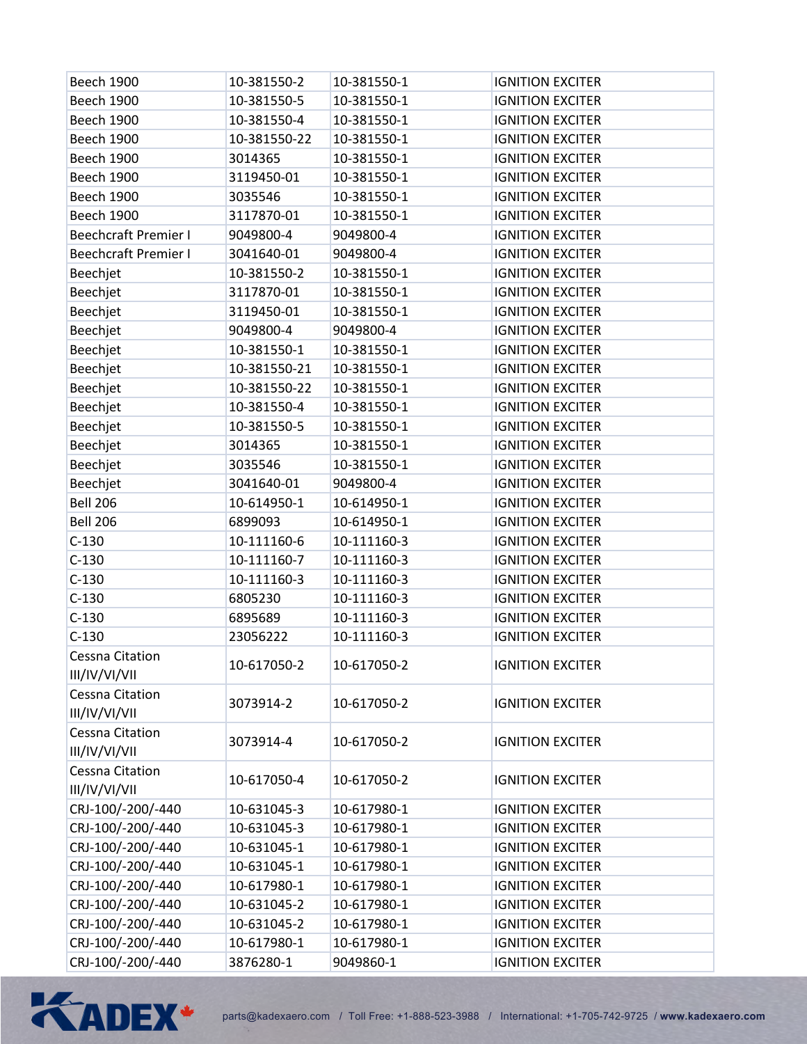| | | | |
|---|---|---|---|
| Beech 1900 | 10-381550-2 | 10-381550-1 | IGNITION EXCITER |
| Beech 1900 | 10-381550-5 | 10-381550-1 | IGNITION EXCITER |
| Beech 1900 | 10-381550-4 | 10-381550-1 | IGNITION EXCITER |
| Beech 1900 | 10-381550-22 | 10-381550-1 | IGNITION EXCITER |
| Beech 1900 | 3014365 | 10-381550-1 | IGNITION EXCITER |
| Beech 1900 | 3119450-01 | 10-381550-1 | IGNITION EXCITER |
| Beech 1900 | 3035546 | 10-381550-1 | IGNITION EXCITER |
| Beech 1900 | 3117870-01 | 10-381550-1 | IGNITION EXCITER |
| Beechcraft Premier I | 9049800-4 | 9049800-4 | IGNITION EXCITER |
| Beechcraft Premier I | 3041640-01 | 9049800-4 | IGNITION EXCITER |
| Beechjet | 10-381550-2 | 10-381550-1 | IGNITION EXCITER |
| Beechjet | 3117870-01 | 10-381550-1 | IGNITION EXCITER |
| Beechjet | 3119450-01 | 10-381550-1 | IGNITION EXCITER |
| Beechjet | 9049800-4 | 9049800-4 | IGNITION EXCITER |
| Beechjet | 10-381550-1 | 10-381550-1 | IGNITION EXCITER |
| Beechjet | 10-381550-21 | 10-381550-1 | IGNITION EXCITER |
| Beechjet | 10-381550-22 | 10-381550-1 | IGNITION EXCITER |
| Beechjet | 10-381550-4 | 10-381550-1 | IGNITION EXCITER |
| Beechjet | 10-381550-5 | 10-381550-1 | IGNITION EXCITER |
| Beechjet | 3014365 | 10-381550-1 | IGNITION EXCITER |
| Beechjet | 3035546 | 10-381550-1 | IGNITION EXCITER |
| Beechjet | 3041640-01 | 9049800-4 | IGNITION EXCITER |
| Bell 206 | 10-614950-1 | 10-614950-1 | IGNITION EXCITER |
| Bell 206 | 6899093 | 10-614950-1 | IGNITION EXCITER |
| C-130 | 10-111160-6 | 10-111160-3 | IGNITION EXCITER |
| C-130 | 10-111160-7 | 10-111160-3 | IGNITION EXCITER |
| C-130 | 10-111160-3 | 10-111160-3 | IGNITION EXCITER |
| C-130 | 6805230 | 10-111160-3 | IGNITION EXCITER |
| C-130 | 6895689 | 10-111160-3 | IGNITION EXCITER |
| C-130 | 23056222 | 10-111160-3 | IGNITION EXCITER |
| Cessna Citation III/IV/VI/VII | 10-617050-2 | 10-617050-2 | IGNITION EXCITER |
| Cessna Citation III/IV/VI/VII | 3073914-2 | 10-617050-2 | IGNITION EXCITER |
| Cessna Citation III/IV/VI/VII | 3073914-4 | 10-617050-2 | IGNITION EXCITER |
| Cessna Citation III/IV/VI/VII | 10-617050-4 | 10-617050-2 | IGNITION EXCITER |
| CRJ-100/-200/-440 | 10-631045-3 | 10-617980-1 | IGNITION EXCITER |
| CRJ-100/-200/-440 | 10-631045-3 | 10-617980-1 | IGNITION EXCITER |
| CRJ-100/-200/-440 | 10-631045-1 | 10-617980-1 | IGNITION EXCITER |
| CRJ-100/-200/-440 | 10-631045-1 | 10-617980-1 | IGNITION EXCITER |
| CRJ-100/-200/-440 | 10-617980-1 | 10-617980-1 | IGNITION EXCITER |
| CRJ-100/-200/-440 | 10-631045-2 | 10-617980-1 | IGNITION EXCITER |
| CRJ-100/-200/-440 | 10-631045-2 | 10-617980-1 | IGNITION EXCITER |
| CRJ-100/-200/-440 | 10-617980-1 | 10-617980-1 | IGNITION EXCITER |
| CRJ-100/-200/-440 | 3876280-1 | 9049860-1 | IGNITION EXCITER |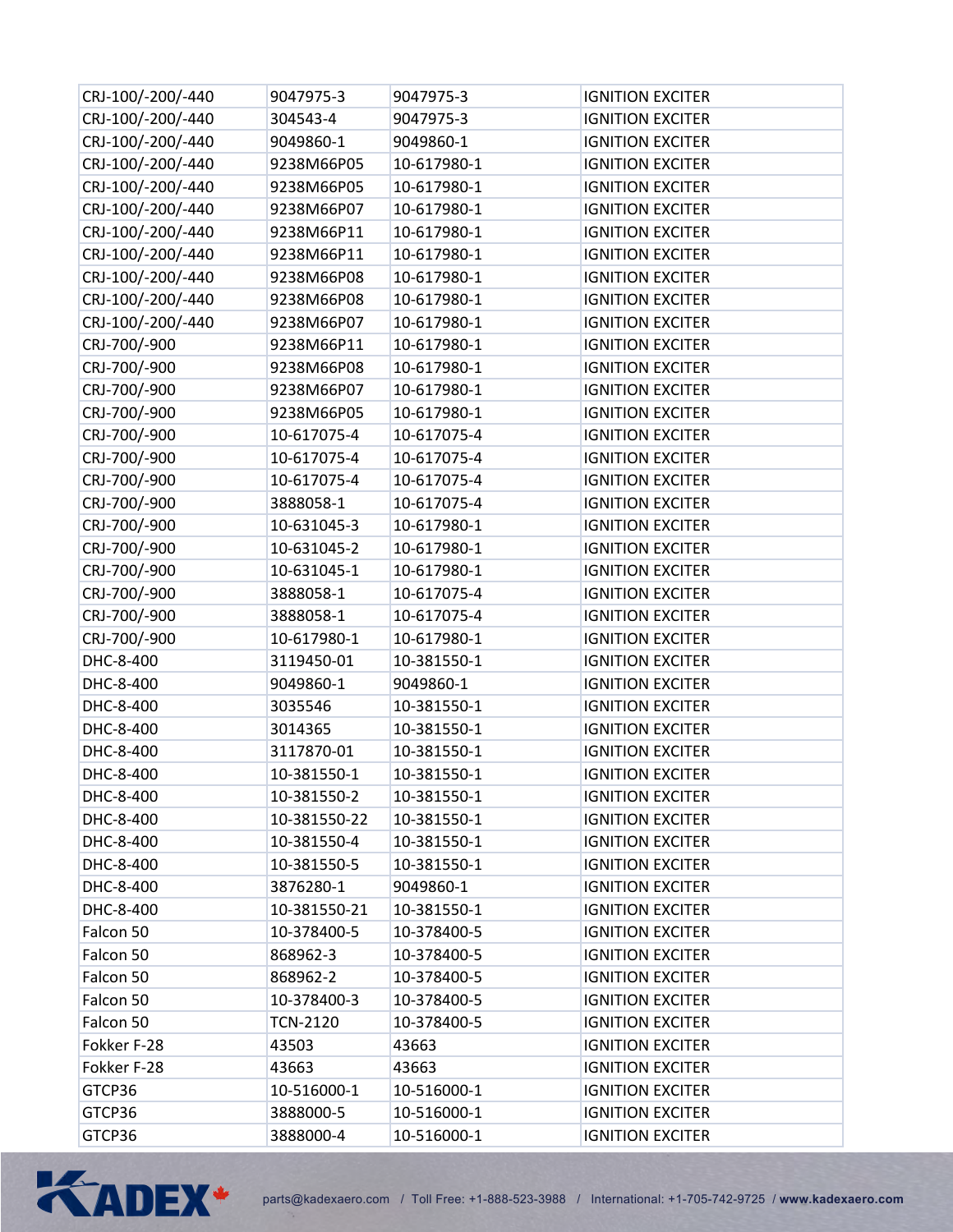| | | | |
|---|---|---|---|
| CRJ-100/-200/-440 | 9047975-3 | 9047975-3 | IGNITION EXCITER |
| CRJ-100/-200/-440 | 304543-4 | 9047975-3 | IGNITION EXCITER |
| CRJ-100/-200/-440 | 9049860-1 | 9049860-1 | IGNITION EXCITER |
| CRJ-100/-200/-440 | 9238M66P05 | 10-617980-1 | IGNITION EXCITER |
| CRJ-100/-200/-440 | 9238M66P05 | 10-617980-1 | IGNITION EXCITER |
| CRJ-100/-200/-440 | 9238M66P07 | 10-617980-1 | IGNITION EXCITER |
| CRJ-100/-200/-440 | 9238M66P11 | 10-617980-1 | IGNITION EXCITER |
| CRJ-100/-200/-440 | 9238M66P11 | 10-617980-1 | IGNITION EXCITER |
| CRJ-100/-200/-440 | 9238M66P08 | 10-617980-1 | IGNITION EXCITER |
| CRJ-100/-200/-440 | 9238M66P08 | 10-617980-1 | IGNITION EXCITER |
| CRJ-100/-200/-440 | 9238M66P07 | 10-617980-1 | IGNITION EXCITER |
| CRJ-700/-900 | 9238M66P11 | 10-617980-1 | IGNITION EXCITER |
| CRJ-700/-900 | 9238M66P08 | 10-617980-1 | IGNITION EXCITER |
| CRJ-700/-900 | 9238M66P07 | 10-617980-1 | IGNITION EXCITER |
| CRJ-700/-900 | 9238M66P05 | 10-617980-1 | IGNITION EXCITER |
| CRJ-700/-900 | 10-617075-4 | 10-617075-4 | IGNITION EXCITER |
| CRJ-700/-900 | 10-617075-4 | 10-617075-4 | IGNITION EXCITER |
| CRJ-700/-900 | 10-617075-4 | 10-617075-4 | IGNITION EXCITER |
| CRJ-700/-900 | 3888058-1 | 10-617075-4 | IGNITION EXCITER |
| CRJ-700/-900 | 10-631045-3 | 10-617980-1 | IGNITION EXCITER |
| CRJ-700/-900 | 10-631045-2 | 10-617980-1 | IGNITION EXCITER |
| CRJ-700/-900 | 10-631045-1 | 10-617980-1 | IGNITION EXCITER |
| CRJ-700/-900 | 3888058-1 | 10-617075-4 | IGNITION EXCITER |
| CRJ-700/-900 | 3888058-1 | 10-617075-4 | IGNITION EXCITER |
| CRJ-700/-900 | 10-617980-1 | 10-617980-1 | IGNITION EXCITER |
| DHC-8-400 | 3119450-01 | 10-381550-1 | IGNITION EXCITER |
| DHC-8-400 | 9049860-1 | 9049860-1 | IGNITION EXCITER |
| DHC-8-400 | 3035546 | 10-381550-1 | IGNITION EXCITER |
| DHC-8-400 | 3014365 | 10-381550-1 | IGNITION EXCITER |
| DHC-8-400 | 3117870-01 | 10-381550-1 | IGNITION EXCITER |
| DHC-8-400 | 10-381550-1 | 10-381550-1 | IGNITION EXCITER |
| DHC-8-400 | 10-381550-2 | 10-381550-1 | IGNITION EXCITER |
| DHC-8-400 | 10-381550-22 | 10-381550-1 | IGNITION EXCITER |
| DHC-8-400 | 10-381550-4 | 10-381550-1 | IGNITION EXCITER |
| DHC-8-400 | 10-381550-5 | 10-381550-1 | IGNITION EXCITER |
| DHC-8-400 | 3876280-1 | 9049860-1 | IGNITION EXCITER |
| DHC-8-400 | 10-381550-21 | 10-381550-1 | IGNITION EXCITER |
| Falcon 50 | 10-378400-5 | 10-378400-5 | IGNITION EXCITER |
| Falcon 50 | 868962-3 | 10-378400-5 | IGNITION EXCITER |
| Falcon 50 | 868962-2 | 10-378400-5 | IGNITION EXCITER |
| Falcon 50 | 10-378400-3 | 10-378400-5 | IGNITION EXCITER |
| Falcon 50 | TCN-2120 | 10-378400-5 | IGNITION EXCITER |
| Fokker F-28 | 43503 | 43663 | IGNITION EXCITER |
| Fokker F-28 | 43663 | 43663 | IGNITION EXCITER |
| GTCP36 | 10-516000-1 | 10-516000-1 | IGNITION EXCITER |
| GTCP36 | 3888000-5 | 10-516000-1 | IGNITION EXCITER |
| GTCP36 | 3888000-4 | 10-516000-1 | IGNITION EXCITER |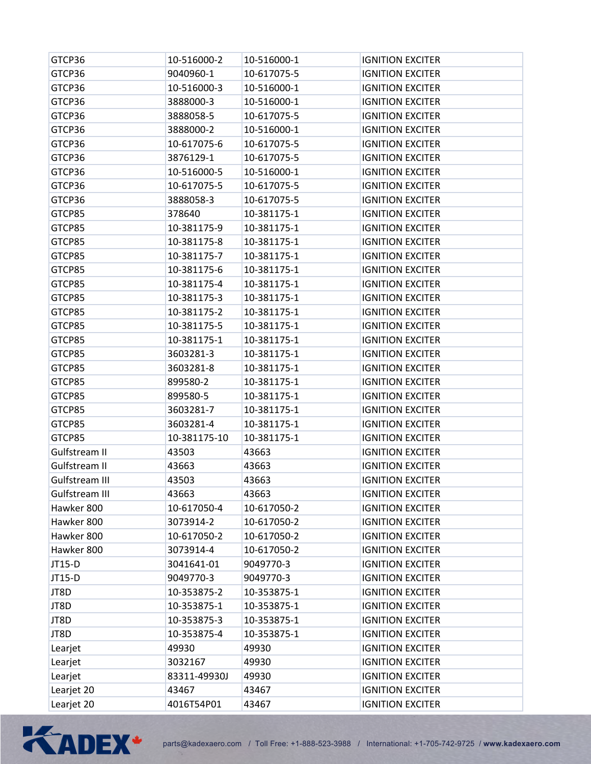| | | | |
|---|---|---|---|
| GTCP36 | 10-516000-2 | 10-516000-1 | IGNITION EXCITER |
| GTCP36 | 9040960-1 | 10-617075-5 | IGNITION EXCITER |
| GTCP36 | 10-516000-3 | 10-516000-1 | IGNITION EXCITER |
| GTCP36 | 3888000-3 | 10-516000-1 | IGNITION EXCITER |
| GTCP36 | 3888058-5 | 10-617075-5 | IGNITION EXCITER |
| GTCP36 | 3888000-2 | 10-516000-1 | IGNITION EXCITER |
| GTCP36 | 10-617075-6 | 10-617075-5 | IGNITION EXCITER |
| GTCP36 | 3876129-1 | 10-617075-5 | IGNITION EXCITER |
| GTCP36 | 10-516000-5 | 10-516000-1 | IGNITION EXCITER |
| GTCP36 | 10-617075-5 | 10-617075-5 | IGNITION EXCITER |
| GTCP36 | 3888058-3 | 10-617075-5 | IGNITION EXCITER |
| GTCP85 | 378640 | 10-381175-1 | IGNITION EXCITER |
| GTCP85 | 10-381175-9 | 10-381175-1 | IGNITION EXCITER |
| GTCP85 | 10-381175-8 | 10-381175-1 | IGNITION EXCITER |
| GTCP85 | 10-381175-7 | 10-381175-1 | IGNITION EXCITER |
| GTCP85 | 10-381175-6 | 10-381175-1 | IGNITION EXCITER |
| GTCP85 | 10-381175-4 | 10-381175-1 | IGNITION EXCITER |
| GTCP85 | 10-381175-3 | 10-381175-1 | IGNITION EXCITER |
| GTCP85 | 10-381175-2 | 10-381175-1 | IGNITION EXCITER |
| GTCP85 | 10-381175-5 | 10-381175-1 | IGNITION EXCITER |
| GTCP85 | 10-381175-1 | 10-381175-1 | IGNITION EXCITER |
| GTCP85 | 3603281-3 | 10-381175-1 | IGNITION EXCITER |
| GTCP85 | 3603281-8 | 10-381175-1 | IGNITION EXCITER |
| GTCP85 | 899580-2 | 10-381175-1 | IGNITION EXCITER |
| GTCP85 | 899580-5 | 10-381175-1 | IGNITION EXCITER |
| GTCP85 | 3603281-7 | 10-381175-1 | IGNITION EXCITER |
| GTCP85 | 3603281-4 | 10-381175-1 | IGNITION EXCITER |
| GTCP85 | 10-381175-10 | 10-381175-1 | IGNITION EXCITER |
| Gulfstream II | 43503 | 43663 | IGNITION EXCITER |
| Gulfstream II | 43663 | 43663 | IGNITION EXCITER |
| Gulfstream III | 43503 | 43663 | IGNITION EXCITER |
| Gulfstream III | 43663 | 43663 | IGNITION EXCITER |
| Hawker 800 | 10-617050-4 | 10-617050-2 | IGNITION EXCITER |
| Hawker 800 | 3073914-2 | 10-617050-2 | IGNITION EXCITER |
| Hawker 800 | 10-617050-2 | 10-617050-2 | IGNITION EXCITER |
| Hawker 800 | 3073914-4 | 10-617050-2 | IGNITION EXCITER |
| JT15-D | 3041641-01 | 9049770-3 | IGNITION EXCITER |
| JT15-D | 9049770-3 | 9049770-3 | IGNITION EXCITER |
| JT8D | 10-353875-2 | 10-353875-1 | IGNITION EXCITER |
| JT8D | 10-353875-1 | 10-353875-1 | IGNITION EXCITER |
| JT8D | 10-353875-3 | 10-353875-1 | IGNITION EXCITER |
| JT8D | 10-353875-4 | 10-353875-1 | IGNITION EXCITER |
| Learjet | 49930 | 49930 | IGNITION EXCITER |
| Learjet | 3032167 | 49930 | IGNITION EXCITER |
| Learjet | 83311-49930J | 49930 | IGNITION EXCITER |
| Learjet 20 | 43467 | 43467 | IGNITION EXCITER |
| Learjet 20 | 4016T54P01 | 43467 | IGNITION EXCITER |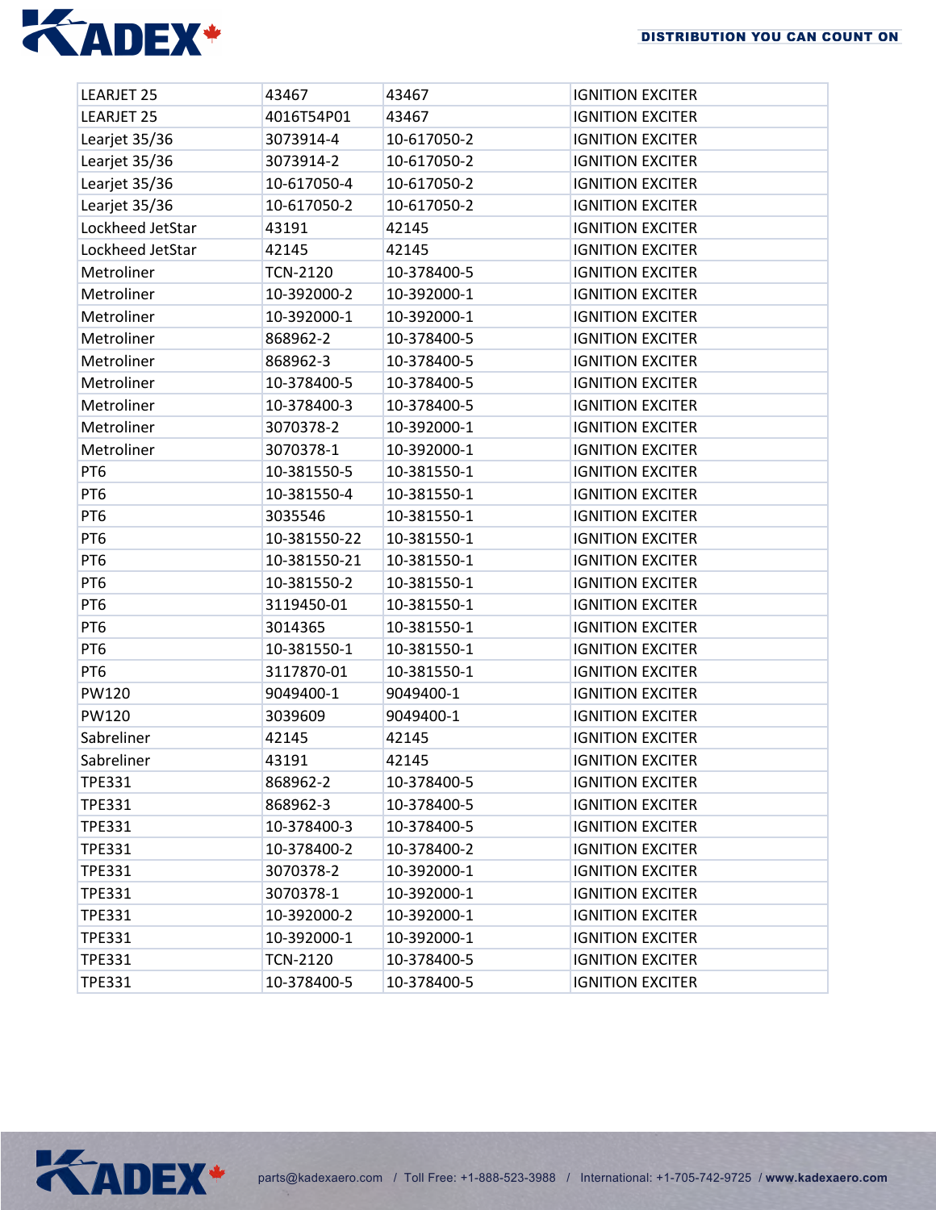| | | | |
|---|---|---|---|
| LEARJET 25 | 43467 | 43467 | IGNITION EXCITER |
| LEARJET 25 | 4016T54P01 | 43467 | IGNITION EXCITER |
| Learjet 35/36 | 3073914-4 | 10-617050-2 | IGNITION EXCITER |
| Learjet 35/36 | 3073914-2 | 10-617050-2 | IGNITION EXCITER |
| Learjet 35/36 | 10-617050-4 | 10-617050-2 | IGNITION EXCITER |
| Learjet 35/36 | 10-617050-2 | 10-617050-2 | IGNITION EXCITER |
| Lockheed JetStar | 43191 | 42145 | IGNITION EXCITER |
| Lockheed JetStar | 42145 | 42145 | IGNITION EXCITER |
| Metroliner | TCN-2120 | 10-378400-5 | IGNITION EXCITER |
| Metroliner | 10-392000-2 | 10-392000-1 | IGNITION EXCITER |
| Metroliner | 10-392000-1 | 10-392000-1 | IGNITION EXCITER |
| Metroliner | 868962-2 | 10-378400-5 | IGNITION EXCITER |
| Metroliner | 868962-3 | 10-378400-5 | IGNITION EXCITER |
| Metroliner | 10-378400-5 | 10-378400-5 | IGNITION EXCITER |
| Metroliner | 10-378400-3 | 10-378400-5 | IGNITION EXCITER |
| Metroliner | 3070378-2 | 10-392000-1 | IGNITION EXCITER |
| Metroliner | 3070378-1 | 10-392000-1 | IGNITION EXCITER |
| PT6 | 10-381550-5 | 10-381550-1 | IGNITION EXCITER |
| PT6 | 10-381550-4 | 10-381550-1 | IGNITION EXCITER |
| PT6 | 3035546 | 10-381550-1 | IGNITION EXCITER |
| PT6 | 10-381550-22 | 10-381550-1 | IGNITION EXCITER |
| PT6 | 10-381550-21 | 10-381550-1 | IGNITION EXCITER |
| PT6 | 10-381550-2 | 10-381550-1 | IGNITION EXCITER |
| PT6 | 3119450-01 | 10-381550-1 | IGNITION EXCITER |
| PT6 | 3014365 | 10-381550-1 | IGNITION EXCITER |
| PT6 | 10-381550-1 | 10-381550-1 | IGNITION EXCITER |
| PT6 | 3117870-01 | 10-381550-1 | IGNITION EXCITER |
| PW120 | 9049400-1 | 9049400-1 | IGNITION EXCITER |
| PW120 | 3039609 | 9049400-1 | IGNITION EXCITER |
| Sabreliner | 42145 | 42145 | IGNITION EXCITER |
| Sabreliner | 43191 | 42145 | IGNITION EXCITER |
| TPE331 | 868962-2 | 10-378400-5 | IGNITION EXCITER |
| TPE331 | 868962-3 | 10-378400-5 | IGNITION EXCITER |
| TPE331 | 10-378400-3 | 10-378400-5 | IGNITION EXCITER |
| TPE331 | 10-378400-2 | 10-378400-2 | IGNITION EXCITER |
| TPE331 | 3070378-2 | 10-392000-1 | IGNITION EXCITER |
| TPE331 | 3070378-1 | 10-392000-1 | IGNITION EXCITER |
| TPE331 | 10-392000-2 | 10-392000-1 | IGNITION EXCITER |
| TPE331 | 10-392000-1 | 10-392000-1 | IGNITION EXCITER |
| TPE331 | TCN-2120 | 10-378400-5 | IGNITION EXCITER |
| TPE331 | 10-378400-5 | 10-378400-5 | IGNITION EXCITER |